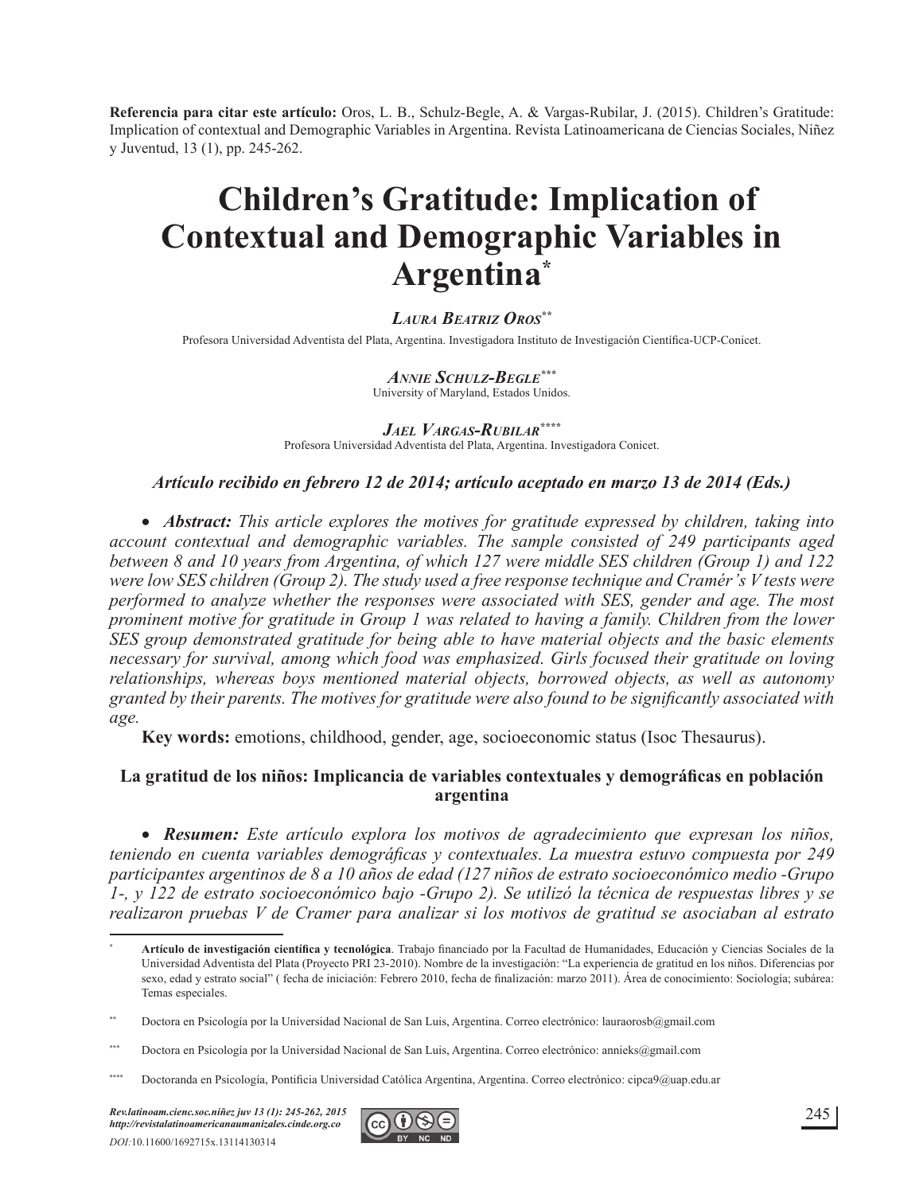**Referencia para citar este artículo:** Oros, L. B., Schulz-Begle, A. & Vargas-Rubilar, J. (2015). Children's Gratitude: Implication of contextual and Demographic Variables in Argentina. Revista Latinoamericana de Ciencias Sociales, Niñez y Juventud, 13 (1), pp. 245-262.

# Children's Gratitude: Implication of Contextual and Demographic Variables in Argentina[*]

***Laura Beatriz Oros***[**]

Profesora Universidad Adventista del Plata, Argentina. Investigadora Instituto de Investigación Científica-UCP-Conicet.

***Annie Schulz-Begle***[***]

University of Maryland, Estados Unidos.

***Jael Vargas-Rubilar***[****]

Profesora Universidad Adventista del Plata, Argentina. Investigadora Conicet.

***Artículo recibido en febrero 12 de 2014; artículo aceptado en marzo 13 de 2014 (Eds.)***

- ***Abstract:*** *This article explores the motives for gratitude expressed by children, taking into account contextual and demographic variables. The sample consisted of 249 participants aged between 8 and 10 years from Argentina, of which 127 were middle SES children (Group 1) and 122 were low SES children (Group 2). The study used a free response technique and Cramér's V tests were performed to analyze whether the responses were associated with SES, gender and age. The most prominent motive for gratitude in Group 1 was related to having a family. Children from the lower SES group demonstrated gratitude for being able to have material objects and the basic elements necessary for survival, among which food was emphasized. Girls focused their gratitude on loving relationships, whereas boys mentioned material objects, borrowed objects, as well as autonomy granted by their parents. The motives for gratitude were also found to be significantly associated with age.*

**Key words:** emotions, childhood, gender, age, socioeconomic status (Isoc Thesaurus).

### La gratitud de los niños: Implicancia de variables contextuales y demográficas en población argentina

- ***Resumen:*** *Este artículo explora los motivos de agradecimiento que expresan los niños, teniendo en cuenta variables demográficas y contextuales. La muestra estuvo compuesta por 249 participantes argentinos de 8 a 10 años de edad (127 niños de estrato socioeconómico medio -Grupo 1-, y 122 de estrato socioeconómico bajo -Grupo 2). Se utilizó la técnica de respuestas libres y se realizaron pruebas V de Cramer para analizar si los motivos de gratitud se asociaban al estrato*

---

[*] **Artículo de investigación científica y tecnológica**. Trabajo financiado por la Facultad de Humanidades, Educación y Ciencias Sociales de la Universidad Adventista del Plata (Proyecto PRI 23-2010). Nombre de la investigación: "La experiencia de gratitud en los niños. Diferencias por sexo, edad y estrato social" ( fecha de iniciación: Febrero 2010, fecha de finalización: marzo 2011). Área de conocimiento: Sociología; subárea: Temas especiales.

[**] Doctora en Psicología por la Universidad Nacional de San Luis, Argentina. Correo electrónico: lauraorosb@gmail.com

[***] Doctora en Psicología por la Universidad Nacional de San Luis, Argentina. Correo electrónico: annieks@gmail.com

[****] Doctoranda en Psicología, Pontificia Universidad Católica Argentina, Argentina. Correo electrónico: cipca9@uap.edu.ar

*DOI:*10.11600/1692715x.13114130314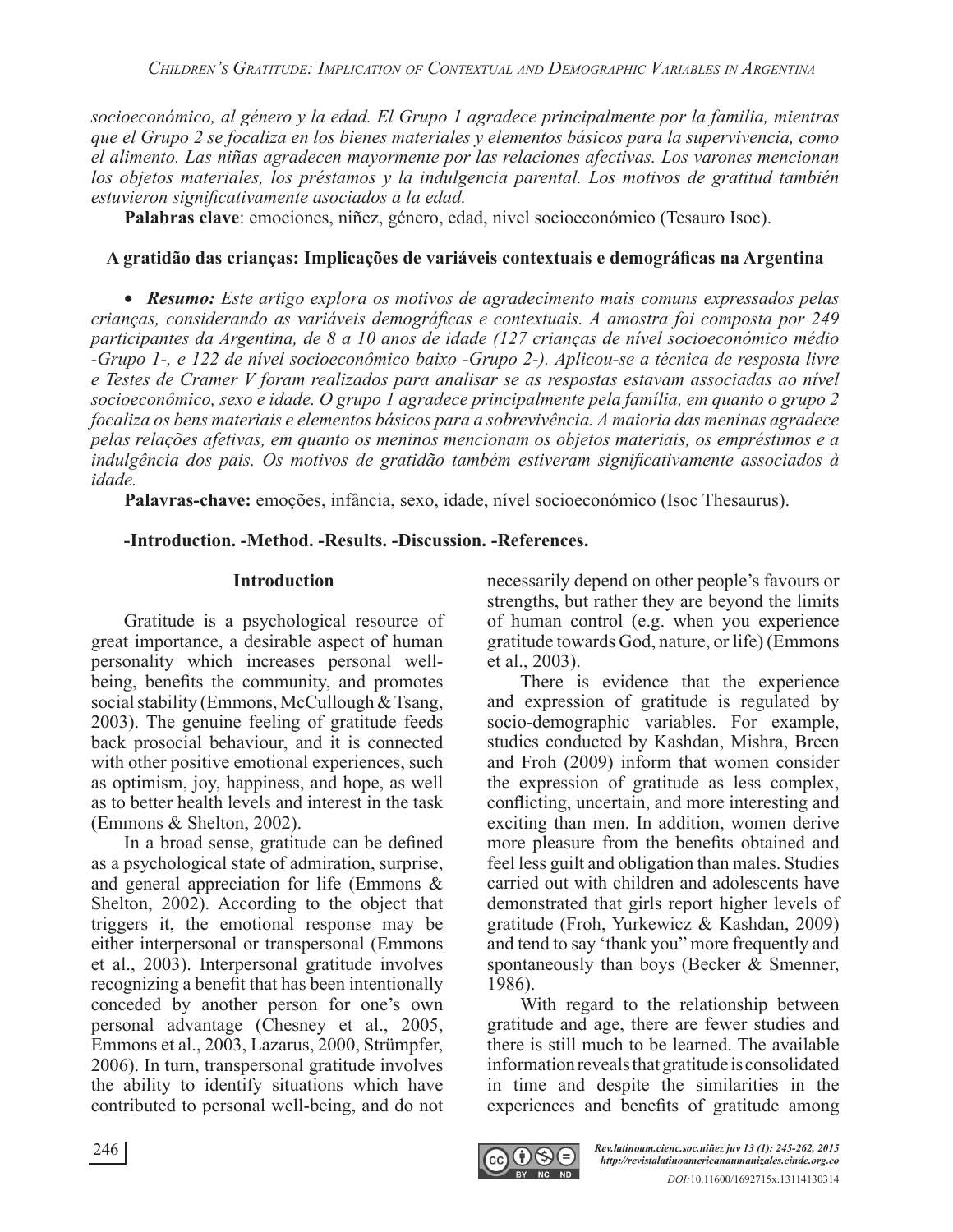*socioeconómico, al género y la edad. El Grupo 1 agradece principalmente por la familia, mientras que el Grupo 2 se focaliza en los bienes materiales y elementos básicos para la supervivencia, como el alimento. Las niñas agradecen mayormente por las relaciones afectivas. Los varones mencionan los objetos materiales, los préstamos y la indulgencia parental. Los motivos de gratitud también estuvieron significativamente asociados a la edad.*

**Palabras clave**: emociones, niñez, género, edad, nivel socioeconómico (Tesauro Isoc).

### A gratidão das crianças: Implicações de variáveis contextuais e demográficas na Argentina

- ***Resumo:*** *Este artigo explora os motivos de agradecimento mais comuns expressados pelas crianças, considerando as variáveis demográficas e contextuais. A amostra foi composta por 249 participantes da Argentina, de 8 a 10 anos de idade (127 crianças de nível socioeconómico médio -Grupo 1-, e 122 de nível socioeconômico baixo -Grupo 2-). Aplicou-se a técnica de resposta livre e Testes de Cramer V foram realizados para analisar se as respostas estavam associadas ao nível socioeconômico, sexo e idade. O grupo 1 agradece principalmente pela família, em quanto o grupo 2 focaliza os bens materiais e elementos básicos para a sobrevivência. A maioria das meninas agradece pelas relações afetivas, em quanto os meninos mencionam os objetos materiais, os empréstimos e a indulgência dos pais. Os motivos de gratidão também estiveram significativamente associados à idade.*

**Palavras-chave:** emoções, infância, sexo, idade, nível socioeconómico (Isoc Thesaurus).

**-Introduction. -Method. -Results. -Discussion. -References.**

## Introduction

Gratitude is a psychological resource of great importance, a desirable aspect of human personality which increases personal well-being, benefits the community, and promotes social stability (Emmons, McCullough & Tsang, 2003). The genuine feeling of gratitude feeds back prosocial behaviour, and it is connected with other positive emotional experiences, such as optimism, joy, happiness, and hope, as well as to better health levels and interest in the task (Emmons & Shelton, 2002).

In a broad sense, gratitude can be defined as a psychological state of admiration, surprise, and general appreciation for life (Emmons & Shelton, 2002). According to the object that triggers it, the emotional response may be either interpersonal or transpersonal (Emmons et al., 2003). Interpersonal gratitude involves recognizing a benefit that has been intentionally conceded by another person for one's own personal advantage (Chesney et al., 2005, Emmons et al., 2003, Lazarus, 2000, Strümpfer, 2006). In turn, transpersonal gratitude involves the ability to identify situations which have contributed to personal well-being, and do not necessarily depend on other people's favours or strengths, but rather they are beyond the limits of human control (e.g. when you experience gratitude towards God, nature, or life) (Emmons et al., 2003).

There is evidence that the experience and expression of gratitude is regulated by socio-demographic variables. For example, studies conducted by Kashdan, Mishra, Breen and Froh (2009) inform that women consider the expression of gratitude as less complex, conflicting, uncertain, and more interesting and exciting than men. In addition, women derive more pleasure from the benefits obtained and feel less guilt and obligation than males. Studies carried out with children and adolescents have demonstrated that girls report higher levels of gratitude (Froh, Yurkewicz & Kashdan, 2009) and tend to say 'thank you" more frequently and spontaneously than boys (Becker & Smenner, 1986).

With regard to the relationship between gratitude and age, there are fewer studies and there is still much to be learned. The available information reveals that gratitude is consolidated in time and despite the similarities in the experiences and benefits of gratitude among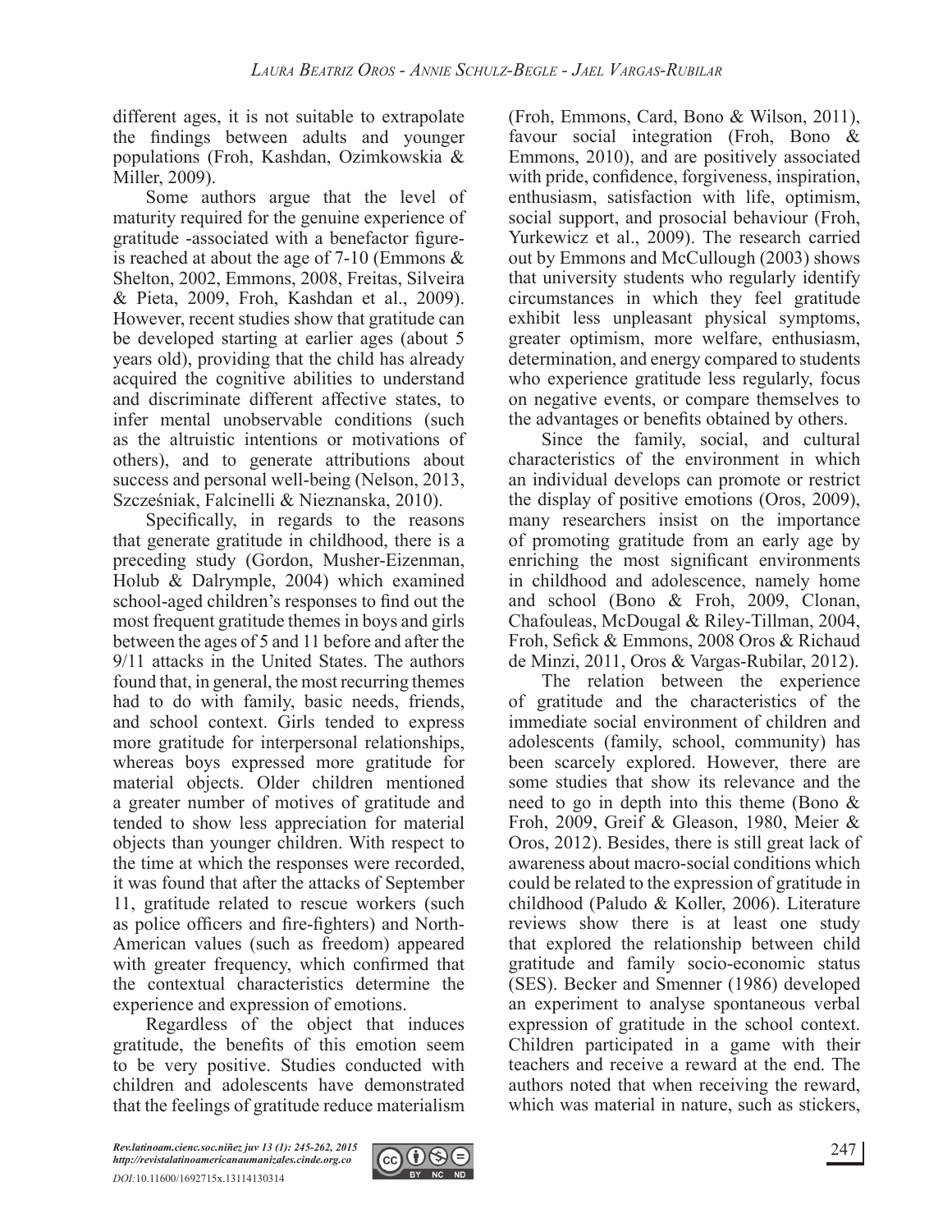different ages, it is not suitable to extrapolate the findings between adults and younger populations (Froh, Kashdan, Ozimkowskia & Miller, 2009).

Some authors argue that the level of maturity required for the genuine experience of gratitude -associated with a benefactor figure- is reached at about the age of 7-10 (Emmons & Shelton, 2002, Emmons, 2008, Freitas, Silveira & Pieta, 2009, Froh, Kashdan et al., 2009). However, recent studies show that gratitude can be developed starting at earlier ages (about 5 years old), providing that the child has already acquired the cognitive abilities to understand and discriminate different affective states, to infer mental unobservable conditions (such as the altruistic intentions or motivations of others), and to generate attributions about success and personal well-being (Nelson, 2013, Szcześniak, Falcinelli & Nieznanska, 2010).

Specifically, in regards to the reasons that generate gratitude in childhood, there is a preceding study (Gordon, Musher-Eizenman, Holub & Dalrymple, 2004) which examined school-aged children's responses to find out the most frequent gratitude themes in boys and girls between the ages of 5 and 11 before and after the 9/11 attacks in the United States. The authors found that, in general, the most recurring themes had to do with family, basic needs, friends, and school context. Girls tended to express more gratitude for interpersonal relationships, whereas boys expressed more gratitude for material objects. Older children mentioned a greater number of motives of gratitude and tended to show less appreciation for material objects than younger children. With respect to the time at which the responses were recorded, it was found that after the attacks of September 11, gratitude related to rescue workers (such as police officers and fire-fighters) and North-American values (such as freedom) appeared with greater frequency, which confirmed that the contextual characteristics determine the experience and expression of emotions.

Regardless of the object that induces gratitude, the benefits of this emotion seem to be very positive. Studies conducted with children and adolescents have demonstrated that the feelings of gratitude reduce materialism (Froh, Emmons, Card, Bono & Wilson, 2011), favour social integration (Froh, Bono & Emmons, 2010), and are positively associated with pride, confidence, forgiveness, inspiration, enthusiasm, satisfaction with life, optimism, social support, and prosocial behaviour (Froh, Yurkewicz et al., 2009). The research carried out by Emmons and McCullough (2003) shows that university students who regularly identify circumstances in which they feel gratitude exhibit less unpleasant physical symptoms, greater optimism, more welfare, enthusiasm, determination, and energy compared to students who experience gratitude less regularly, focus on negative events, or compare themselves to the advantages or benefits obtained by others.

Since the family, social, and cultural characteristics of the environment in which an individual develops can promote or restrict the display of positive emotions (Oros, 2009), many researchers insist on the importance of promoting gratitude from an early age by enriching the most significant environments in childhood and adolescence, namely home and school (Bono & Froh, 2009, Clonan, Chafouleas, McDougal & Riley-Tillman, 2004, Froh, Sefick & Emmons, 2008 Oros & Richaud de Minzi, 2011, Oros & Vargas-Rubilar, 2012).

The relation between the experience of gratitude and the characteristics of the immediate social environment of children and adolescents (family, school, community) has been scarcely explored. However, there are some studies that show its relevance and the need to go in depth into this theme (Bono & Froh, 2009, Greif & Gleason, 1980, Meier & Oros, 2012). Besides, there is still great lack of awareness about macro-social conditions which could be related to the expression of gratitude in childhood (Paludo & Koller, 2006). Literature reviews show there is at least one study that explored the relationship between child gratitude and family socio-economic status (SES). Becker and Smenner (1986) developed an experiment to analyse spontaneous verbal expression of gratitude in the school context. Children participated in a game with their teachers and receive a reward at the end. The authors noted that when receiving the reward, which was material in nature, such as stickers,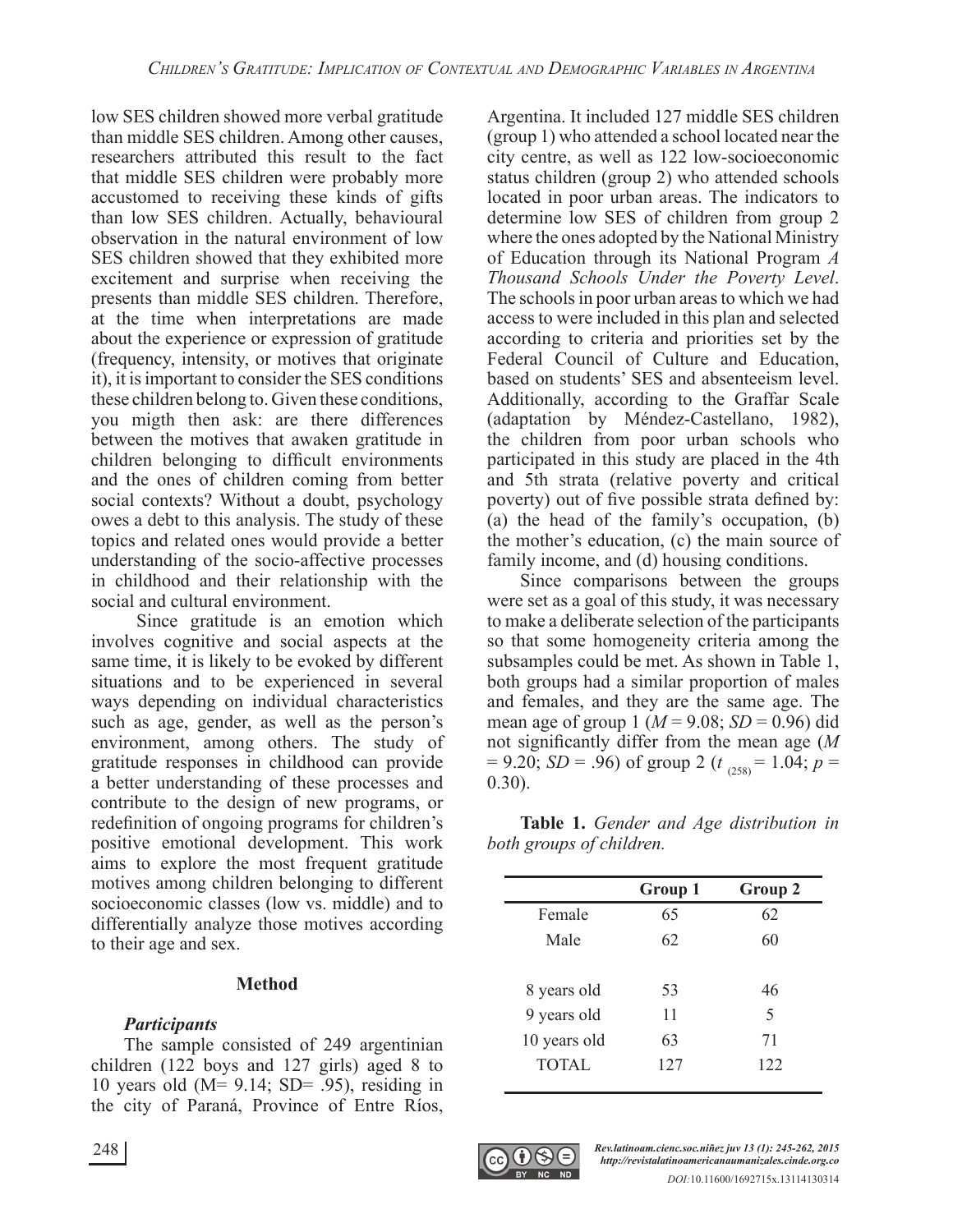low SES children showed more verbal gratitude than middle SES children. Among other causes, researchers attributed this result to the fact that middle SES children were probably more accustomed to receiving these kinds of gifts than low SES children. Actually, behavioural observation in the natural environment of low SES children showed that they exhibited more excitement and surprise when receiving the presents than middle SES children. Therefore, at the time when interpretations are made about the experience or expression of gratitude (frequency, intensity, or motives that originate it), it is important to consider the SES conditions these children belong to. Given these conditions, you migth then ask: are there differences between the motives that awaken gratitude in children belonging to difficult environments and the ones of children coming from better social contexts? Without a doubt, psychology owes a debt to this analysis. The study of these topics and related ones would provide a better understanding of the socio-affective processes in childhood and their relationship with the social and cultural environment.

Since gratitude is an emotion which involves cognitive and social aspects at the same time, it is likely to be evoked by different situations and to be experienced in several ways depending on individual characteristics such as age, gender, as well as the person's environment, among others. The study of gratitude responses in childhood can provide a better understanding of these processes and contribute to the design of new programs, or redefinition of ongoing programs for children's positive emotional development. This work aims to explore the most frequent gratitude motives among children belonging to different socioeconomic classes (low vs. middle) and to differentially analyze those motives according to their age and sex.

## Method

### *Participants*

The sample consisted of 249 argentinian children (122 boys and 127 girls) aged 8 to 10 years old (M= 9.14; SD= .95), residing in the city of Paraná, Province of Entre Ríos, Argentina. It included 127 middle SES children (group 1) who attended a school located near the city centre, as well as 122 low-socioeconomic status children (group 2) who attended schools located in poor urban areas. The indicators to determine low SES of children from group 2 where the ones adopted by the National Ministry of Education through its National Program *A Thousand Schools Under the Poverty Level*. The schools in poor urban areas to which we had access to were included in this plan and selected according to criteria and priorities set by the Federal Council of Culture and Education, based on students' SES and absenteeism level. Additionally, according to the Graffar Scale (adaptation by Méndez-Castellano, 1982), the children from poor urban schools who participated in this study are placed in the 4th and 5th strata (relative poverty and critical poverty) out of five possible strata defined by: (a) the head of the family's occupation, (b) the mother's education, (c) the main source of family income, and (d) housing conditions.

Since comparisons between the groups were set as a goal of this study, it was necessary to make a deliberate selection of the participants so that some homogeneity criteria among the subsamples could be met. As shown in Table 1, both groups had a similar proportion of males and females, and they are the same age. The mean age of group 1 ($M$ = 9.08; $SD$ = 0.96) did not significantly differ from the mean age ($M$ = 9.20; $SD$ = .96) of group 2 ($t_{(258)}$ = 1.04; $p$ = 0.30).

**Table 1.** *Gender and Age distribution in both groups of children.*

| | Group 1 | Group 2 |
|---|---|---|
| Female | 65 | 62 |
| Male | 62 | 60 |
| | | |
| 8 years old | 53 | 46 |
| 9 years old | 11 | 5 |
| 10 years old | 63 | 71 |
| TOTAL | 127 | 122 |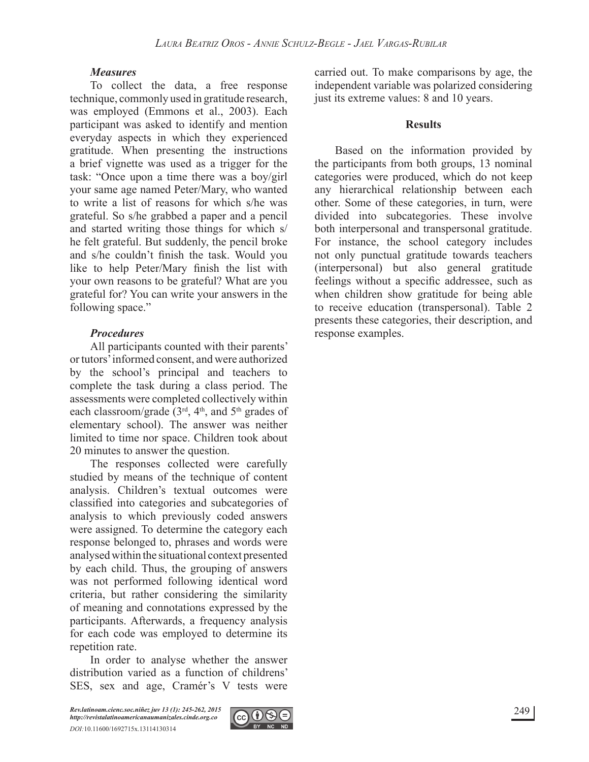### *Measures*

To collect the data, a free response technique, commonly used in gratitude research, was employed (Emmons et al., 2003). Each participant was asked to identify and mention everyday aspects in which they experienced gratitude. When presenting the instructions a brief vignette was used as a trigger for the task: "Once upon a time there was a boy/girl your same age named Peter/Mary, who wanted to write a list of reasons for which s/he was grateful. So s/he grabbed a paper and a pencil and started writing those things for which s/he felt grateful. But suddenly, the pencil broke and s/he couldn't finish the task. Would you like to help Peter/Mary finish the list with your own reasons to be grateful? What are you grateful for? You can write your answers in the following space."

### *Procedures*

All participants counted with their parents' or tutors' informed consent, and were authorized by the school's principal and teachers to complete the task during a class period. The assessments were completed collectively within each classroom/grade (3rd, 4th, and 5th grades of elementary school). The answer was neither limited to time nor space. Children took about 20 minutes to answer the question.

The responses collected were carefully studied by means of the technique of content analysis. Children's textual outcomes were classified into categories and subcategories of analysis to which previously coded answers were assigned. To determine the category each response belonged to, phrases and words were analysed within the situational context presented by each child. Thus, the grouping of answers was not performed following identical word criteria, but rather considering the similarity of meaning and connotations expressed by the participants. Afterwards, a frequency analysis for each code was employed to determine its repetition rate.

In order to analyse whether the answer distribution varied as a function of childrens' SES, sex and age, Cramér's V tests were carried out. To make comparisons by age, the independent variable was polarized considering just its extreme values: 8 and 10 years.

## Results

Based on the information provided by the participants from both groups, 13 nominal categories were produced, which do not keep any hierarchical relationship between each other. Some of these categories, in turn, were divided into subcategories. These involve both interpersonal and transpersonal gratitude. For instance, the school category includes not only punctual gratitude towards teachers (interpersonal) but also general gratitude feelings without a specific addressee, such as when children show gratitude for being able to receive education (transpersonal). Table 2 presents these categories, their description, and response examples.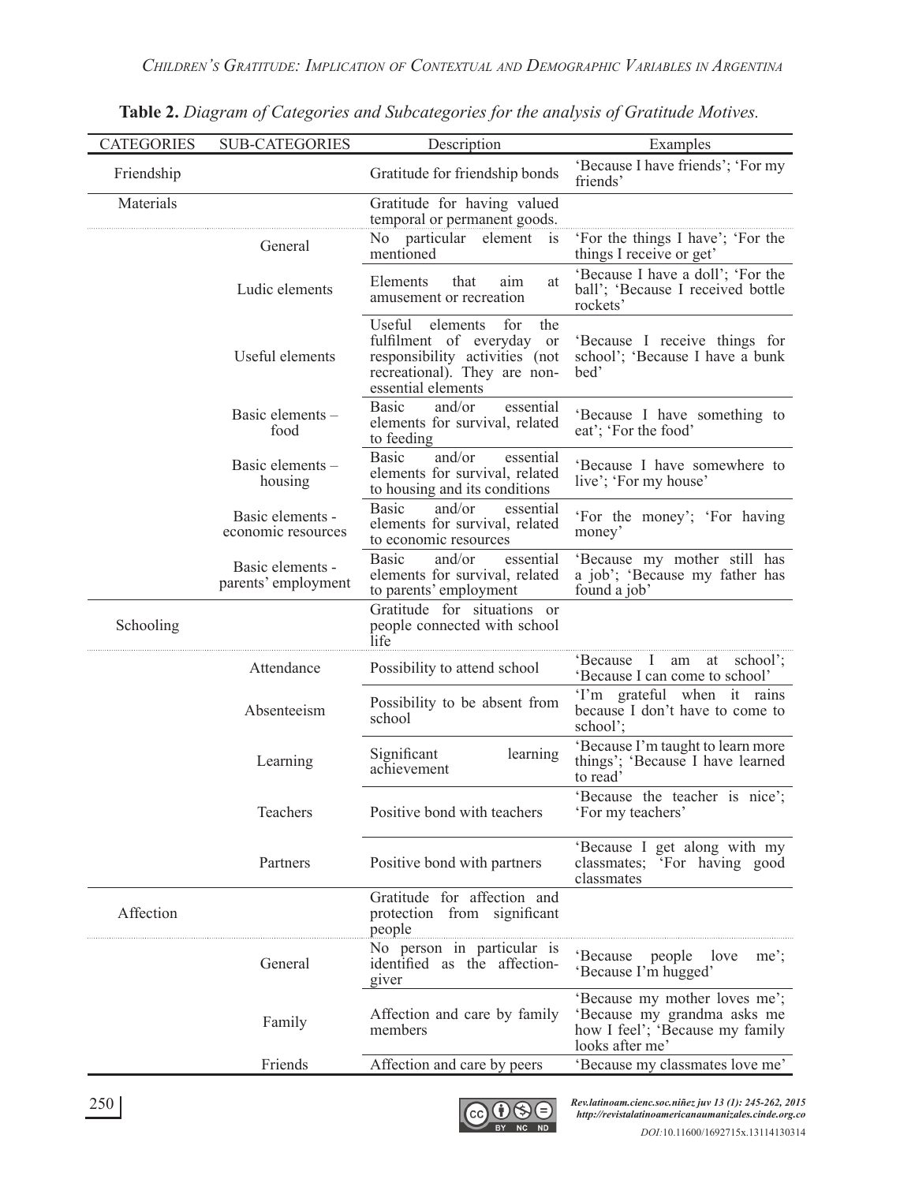**Table 2.** *Diagram of Categories and Subcategories for the analysis of Gratitude Motives.*

| CATEGORIES | SUB-CATEGORIES | Description | Examples |
|---|---|---|---|
| Friendship | | Gratitude for friendship bonds | 'Because I have friends'; 'For my friends' |
| Materials | | Gratitude for having valued temporal or permanent goods. | |
| | General | No particular element is mentioned | 'For the things I have'; 'For the things I receive or get' |
| | Ludic elements | Elements that aim at amusement or recreation | 'Because I have a doll'; 'For the ball'; 'Because I received bottle rockets' |
| | Useful elements | Useful elements for the fulfilment of everyday or responsibility activities (not recreational). They are non-essential elements | 'Because I receive things for school'; 'Because I have a bunk bed' |
| | Basic elements – food | Basic and/or essential elements for survival, related to feeding | 'Because I have something to eat'; 'For the food' |
| | Basic elements – housing | Basic and/or essential elements for survival, related to housing and its conditions | 'Because I have somewhere to live'; 'For my house' |
| | Basic elements - economic resources | Basic and/or essential elements for survival, related to economic resources | 'For the money'; 'For having money' |
| | Basic elements - parents' employment | Basic and/or essential elements for survival, related to parents' employment | 'Because my mother still has a job'; 'Because my father has found a job' |
| Schooling | | Gratitude for situations or people connected with school life | |
| | Attendance | Possibility to attend school | 'Because I am at school'; 'Because I can come to school' |
| | Absenteeism | Possibility to be absent from school | 'I'm grateful when it rains because I don't have to come to school'; |
| | Learning | Significant learning achievement | 'Because I'm taught to learn more things'; 'Because I have learned to read' |
| | Teachers | Positive bond with teachers | 'Because the teacher is nice'; 'For my teachers' |
| | Partners | Positive bond with partners | 'Because I get along with my classmates; 'For having good classmates |
| Affection | | Gratitude for affection and protection from significant people | |
| | General | No person in particular is identified as the affection-giver | 'Because people love me'; 'Because I'm hugged' |
| | Family | Affection and care by family members | 'Because my mother loves me'; 'Because my grandma asks me how I feel'; 'Because my family looks after me' |
| | Friends | Affection and care by peers | 'Because my classmates love me' |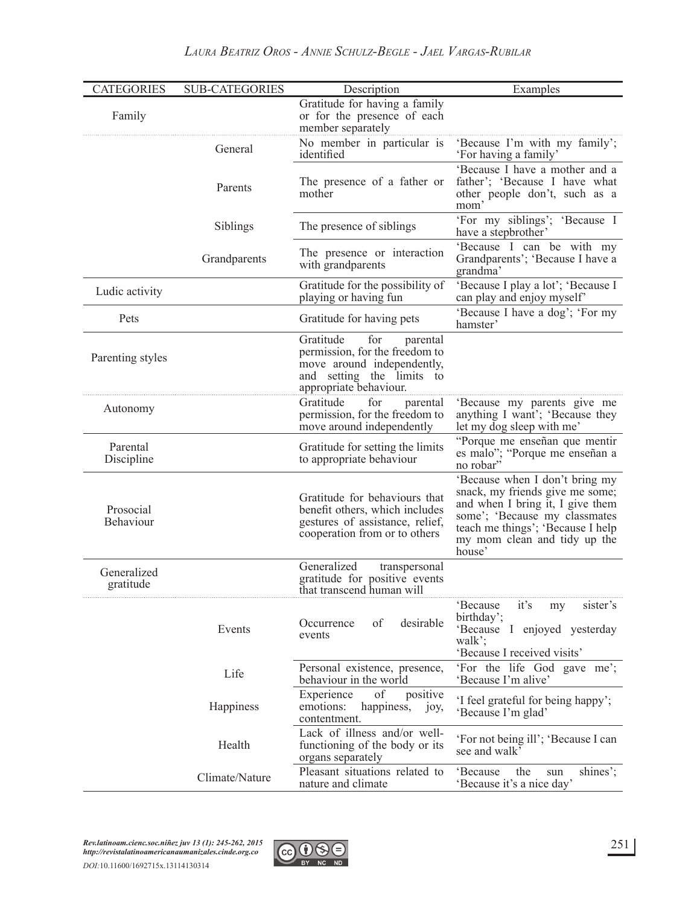| CATEGORIES | SUB-CATEGORIES | Description | Examples |
|---|---|---|---|
| Family | | Gratitude for having a family or for the presence of each member separately | |
| | General | No member in particular is identified | 'Because I'm with my family'; 'For having a family' |
| | Parents | The presence of a father or mother | 'Because I have a mother and a father'; 'Because I have what other people don't, such as a mom' |
| | Siblings | The presence of siblings | 'For my siblings'; 'Because I have a stepbrother' |
| | Grandparents | The presence or interaction with grandparents | 'Because I can be with my Grandparents'; 'Because I have a grandma' |
| Ludic activity | | Gratitude for the possibility of playing or having fun | 'Because I play a lot'; 'Because I can play and enjoy myself' |
| Pets | | Gratitude for having pets | 'Because I have a dog'; 'For my hamster' |
| Parenting styles | | Gratitude for parental permission, for the freedom to move around independently, and setting the limits to appropriate behaviour. | |
| Autonomy | | Gratitude for parental permission, for the freedom to move around independently | 'Because my parents give me anything I want'; 'Because they let my dog sleep with me' |
| Parental Discipline | | Gratitude for setting the limits to appropriate behaviour | "Porque me enseñan que mentir es malo"; "Porque me enseñan a no robar" |
| Prosocial Behaviour | | Gratitude for behaviours that benefit others, which includes gestures of assistance, relief, cooperation from or to others | 'Because when I don't bring my snack, my friends give me some; and when I bring it, I give them some'; 'Because my classmates teach me things'; 'Because I help my mom clean and tidy up the house' |
| Generalized gratitude | | Generalized transpersonal gratitude for positive events that transcend human will | |
| | Events | Occurrence of desirable events | 'Because it's my sister's birthday'; 'Because I enjoyed yesterday walk'; 'Because I received visits' |
| | Life | Personal existence, presence, behaviour in the world | 'For the life God gave me'; 'Because I'm alive' |
| | Happiness | Experience of positive emotions: happiness, joy, contentment. | 'I feel grateful for being happy'; 'Because I'm glad' |
| | Health | Lack of illness and/or well-functioning of the body or its organs separately | 'For not being ill'; 'Because I can see and walk' |
| | Climate/Nature | Pleasant situations related to nature and climate | 'Because the sun shines'; 'Because it's a nice day' |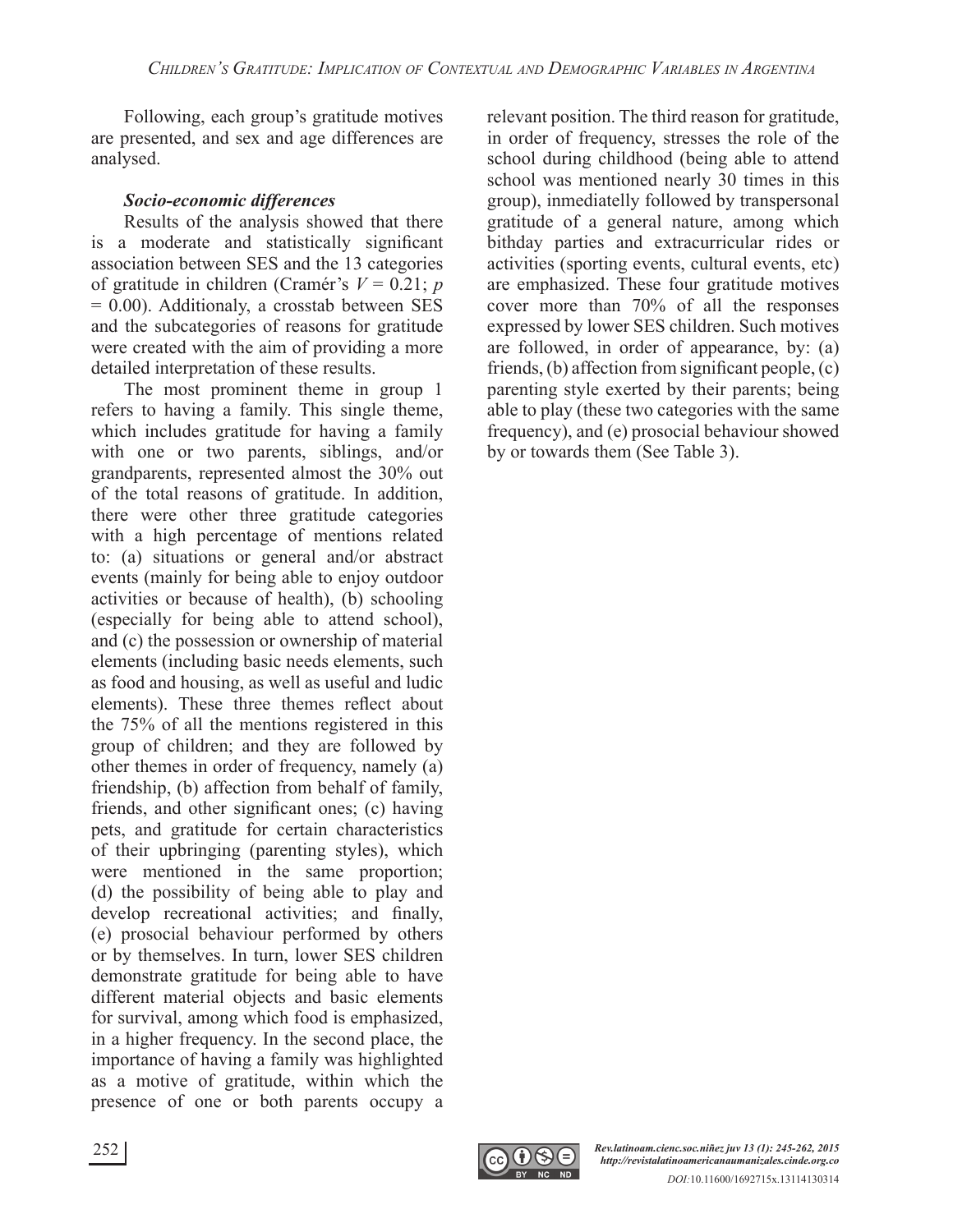Following, each group's gratitude motives are presented, and sex and age differences are analysed.

***Socio-economic differences***

Results of the analysis showed that there is a moderate and statistically significant association between SES and the 13 categories of gratitude in children (Cramér's $V = 0.21$; $p = 0.00$). Additionaly, a crosstab between SES and the subcategories of reasons for gratitude were created with the aim of providing a more detailed interpretation of these results.

The most prominent theme in group 1 refers to having a family. This single theme, which includes gratitude for having a family with one or two parents, siblings, and/or grandparents, represented almost the 30% out of the total reasons of gratitude. In addition, there were other three gratitude categories with a high percentage of mentions related to: (a) situations or general and/or abstract events (mainly for being able to enjoy outdoor activities or because of health), (b) schooling (especially for being able to attend school), and (c) the possession or ownership of material elements (including basic needs elements, such as food and housing, as well as useful and ludic elements). These three themes reflect about the 75% of all the mentions registered in this group of children; and they are followed by other themes in order of frequency, namely (a) friendship, (b) affection from behalf of family, friends, and other significant ones; (c) having pets, and gratitude for certain characteristics of their upbringing (parenting styles), which were mentioned in the same proportion; (d) the possibility of being able to play and develop recreational activities; and finally, (e) prosocial behaviour performed by others or by themselves. In turn, lower SES children demonstrate gratitude for being able to have different material objects and basic elements for survival, among which food is emphasized, in a higher frequency. In the second place, the importance of having a family was highlighted as a motive of gratitude, within which the presence of one or both parents occupy a relevant position. The third reason for gratitude, in order of frequency, stresses the role of the school during childhood (being able to attend school was mentioned nearly 30 times in this group), inmediatelly followed by transpersonal gratitude of a general nature, among which bithday parties and extracurricular rides or activities (sporting events, cultural events, etc) are emphasized. These four gratitude motives cover more than 70% of all the responses expressed by lower SES children. Such motives are followed, in order of appearance, by: (a) friends, (b) affection from significant people, (c) parenting style exerted by their parents; being able to play (these two categories with the same frequency), and (e) prosocial behaviour showed by or towards them (See Table 3).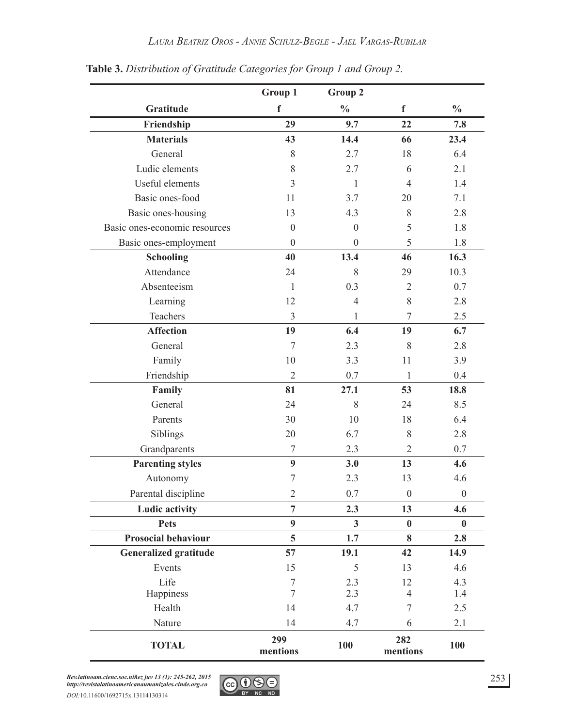**Table 3.** *Distribution of Gratitude Categories for Group 1 and Group 2.*

| | Group 1 | Group 2 | | |
|---|---|---|---|---|
| **Gratitude** | **f** | **%** | **f** | **%** |
| **Friendship** | **29** | **9.7** | **22** | **7.8** |
| **Materials** | **43** | **14.4** | **66** | **23.4** |
| General | 8 | 2.7 | 18 | 6.4 |
| Ludic elements | 8 | 2.7 | 6 | 2.1 |
| Useful elements | 3 | 1 | 4 | 1.4 |
| Basic ones-food | 11 | 3.7 | 20 | 7.1 |
| Basic ones-housing | 13 | 4.3 | 8 | 2.8 |
| Basic ones-economic resources | 0 | 0 | 5 | 1.8 |
| Basic ones-employment | 0 | 0 | 5 | 1.8 |
| **Schooling** | **40** | **13.4** | **46** | **16.3** |
| Attendance | 24 | 8 | 29 | 10.3 |
| Absenteeism | 1 | 0.3 | 2 | 0.7 |
| Learning | 12 | 4 | 8 | 2.8 |
| Teachers | 3 | 1 | 7 | 2.5 |
| **Affection** | **19** | **6.4** | **19** | **6.7** |
| General | 7 | 2.3 | 8 | 2.8 |
| Family | 10 | 3.3 | 11 | 3.9 |
| Friendship | 2 | 0.7 | 1 | 0.4 |
| **Family** | **81** | **27.1** | **53** | **18.8** |
| General | 24 | 8 | 24 | 8.5 |
| Parents | 30 | 10 | 18 | 6.4 |
| Siblings | 20 | 6.7 | 8 | 2.8 |
| Grandparents | 7 | 2.3 | 2 | 0.7 |
| **Parenting styles** | **9** | **3.0** | **13** | **4.6** |
| Autonomy | 7 | 2.3 | 13 | 4.6 |
| Parental discipline | 2 | 0.7 | 0 | 0 |
| **Ludic activity** | **7** | **2.3** | **13** | **4.6** |
| **Pets** | **9** | **3** | **0** | **0** |
| **Prosocial behaviour** | **5** | **1.7** | **8** | **2.8** |
| **Generalized gratitude** | **57** | **19.1** | **42** | **14.9** |
| Events | 15 | 5 | 13 | 4.6 |
| Life | 7 | 2.3 | 12 | 4.3 |
| Happiness | 7 | 2.3 | 4 | 1.4 |
| Health | 14 | 4.7 | 7 | 2.5 |
| Nature | 14 | 4.7 | 6 | 2.1 |
| **TOTAL** | **299 mentions** | **100** | **282 mentions** | **100** |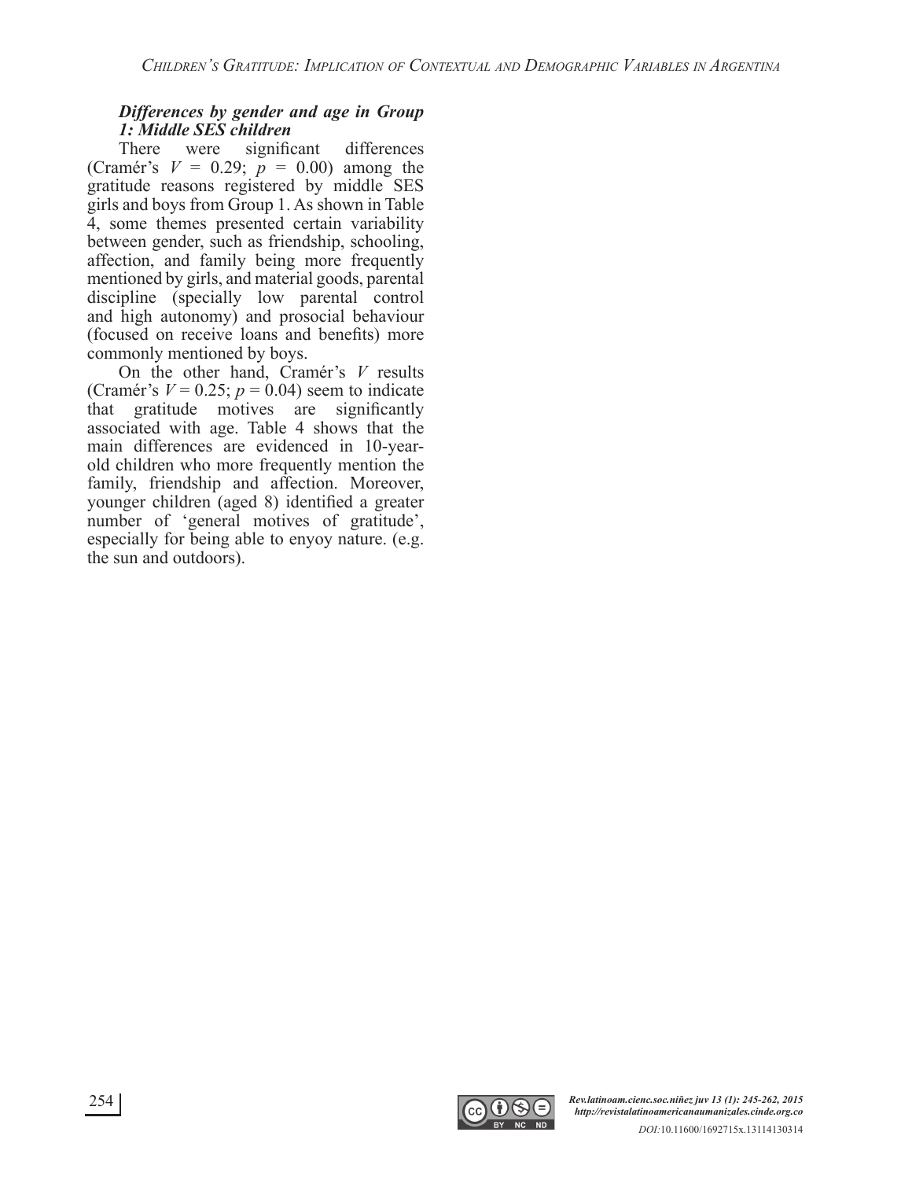### *Differences by gender and age in Group 1: Middle SES children*

There were significant differences (Cramér's $V = 0.29$; $p = 0.00$) among the gratitude reasons registered by middle SES girls and boys from Group 1. As shown in Table 4, some themes presented certain variability between gender, such as friendship, schooling, affection, and family being more frequently mentioned by girls, and material goods, parental discipline (specially low parental control and high autonomy) and prosocial behaviour (focused on receive loans and benefits) more commonly mentioned by boys.

On the other hand, Cramér's $V$ results (Cramér's $V = 0.25$; $p = 0.04$) seem to indicate that gratitude motives are significantly associated with age. Table 4 shows that the main differences are evidenced in 10-year-old children who more frequently mention the family, friendship and affection. Moreover, younger children (aged 8) identified a greater number of 'general motives of gratitude', especially for being able to enyoy nature. (e.g. the sun and outdoors).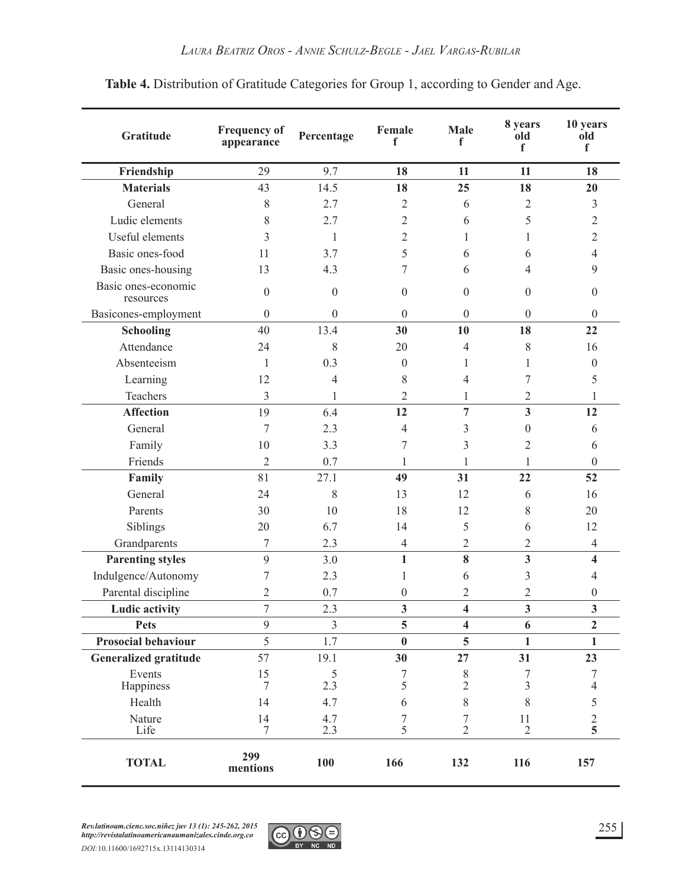**Table 4.** Distribution of Gratitude Categories for Group 1, according to Gender and Age.

| Gratitude | Frequency of appearance | Percentage | Female f | Male f | 8 years old f | 10 years old f |
|---|---|---|---|---|---|---|
| **Friendship** | 29 | 9.7 | **18** | **11** | **11** | **18** |
| **Materials** | 43 | 14.5 | **18** | **25** | **18** | **20** |
| General | 8 | 2.7 | 2 | 6 | 2 | 3 |
| Ludic elements | 8 | 2.7 | 2 | 6 | 5 | 2 |
| Useful elements | 3 | 1 | 2 | 1 | 1 | 2 |
| Basic ones-food | 11 | 3.7 | 5 | 6 | 6 | 4 |
| Basic ones-housing | 13 | 4.3 | 7 | 6 | 4 | 9 |
| Basic ones-economic resources | 0 | 0 | 0 | 0 | 0 | 0 |
| Basicones-employment | 0 | 0 | 0 | 0 | 0 | 0 |
| **Schooling** | 40 | 13.4 | **30** | **10** | **18** | **22** |
| Attendance | 24 | 8 | 20 | 4 | 8 | 16 |
| Absenteeism | 1 | 0.3 | 0 | 1 | 1 | 0 |
| Learning | 12 | 4 | 8 | 4 | 7 | 5 |
| Teachers | 3 | 1 | 2 | 1 | 2 | 1 |
| **Affection** | 19 | 6.4 | **12** | **7** | **3** | **12** |
| General | 7 | 2.3 | 4 | 3 | 0 | 6 |
| Family | 10 | 3.3 | 7 | 3 | 2 | 6 |
| Friends | 2 | 0.7 | 1 | 1 | 1 | 0 |
| **Family** | 81 | 27.1 | **49** | **31** | **22** | **52** |
| General | 24 | 8 | 13 | 12 | 6 | 16 |
| Parents | 30 | 10 | 18 | 12 | 8 | 20 |
| Siblings | 20 | 6.7 | 14 | 5 | 6 | 12 |
| Grandparents | 7 | 2.3 | 4 | 2 | 2 | 4 |
| **Parenting styles** | 9 | 3.0 | **1** | **8** | **3** | **4** |
| Indulgence/Autonomy | 7 | 2.3 | 1 | 6 | 3 | 4 |
| Parental discipline | 2 | 0.7 | 0 | 2 | 2 | 0 |
| **Ludic activity** | 7 | 2.3 | **3** | **4** | **3** | **3** |
| **Pets** | 9 | 3 | **5** | **4** | **6** | **2** |
| **Prosocial behaviour** | 5 | 1.7 | **0** | **5** | **1** | **1** |
| **Generalized gratitude** | 57 | 19.1 | **30** | **27** | **31** | **23** |
| Events | 15 | 5 | 7 | 8 | 7 | 7 |
| Happiness | 7 | 2.3 | 5 | 2 | 3 | 4 |
| Health | 14 | 4.7 | 6 | 8 | 8 | 5 |
| Nature | 14 | 4.7 | 7 | 7 | 11 | 2 |
| Life | 7 | 2.3 | 5 | 2 | 2 | **5** |
| **TOTAL** | **299 mentions** | **100** | **166** | **132** | **116** | **157** |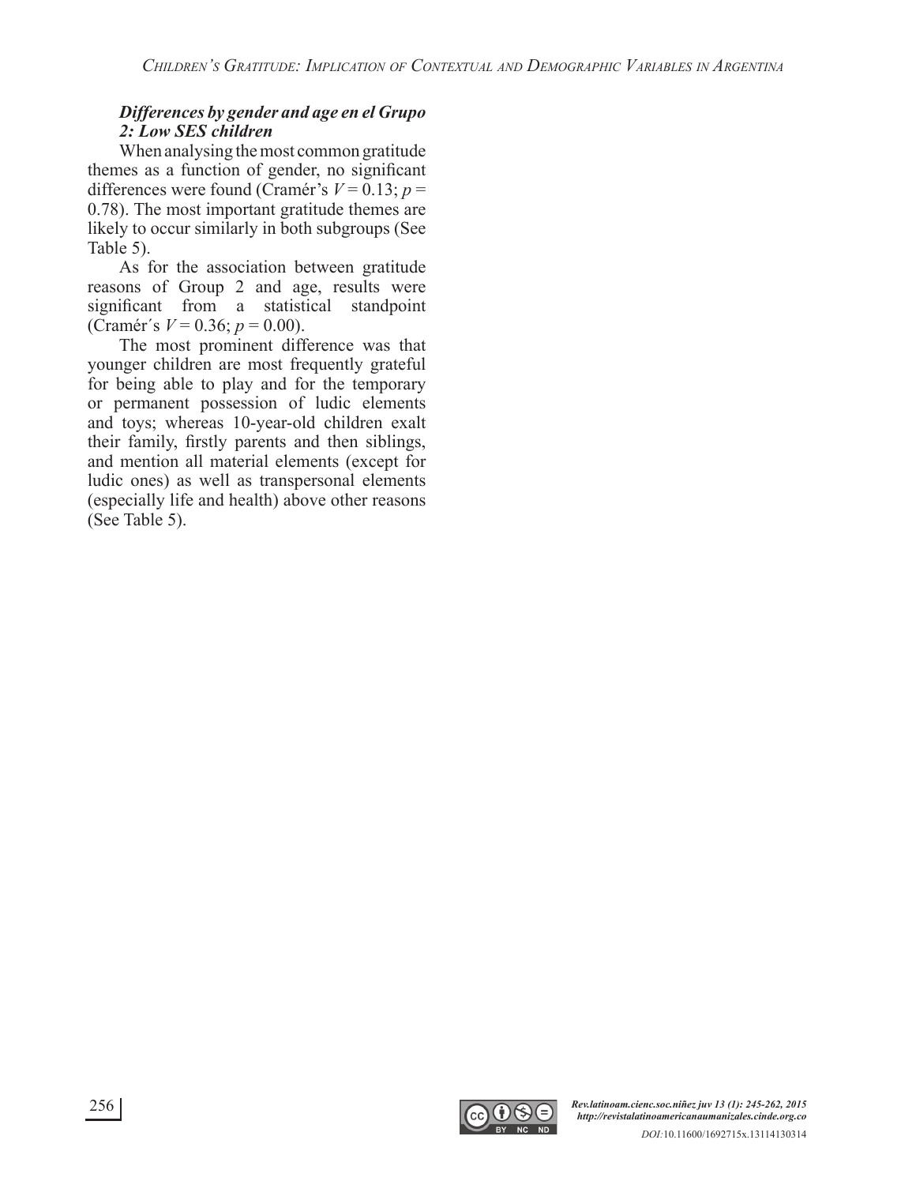### *Differences by gender and age en el Grupo 2: Low SES children*

When analysing the most common gratitude themes as a function of gender, no significant differences were found (Cramér's $V = 0.13$; $p = 0.78$). The most important gratitude themes are likely to occur similarly in both subgroups (See Table 5).

As for the association between gratitude reasons of Group 2 and age, results were significant from a statistical standpoint (Cramér´s $V = 0.36$; $p = 0.00$).

The most prominent difference was that younger children are most frequently grateful for being able to play and for the temporary or permanent possession of ludic elements and toys; whereas 10-year-old children exalt their family, firstly parents and then siblings, and mention all material elements (except for ludic ones) as well as transpersonal elements (especially life and health) above other reasons (See Table 5).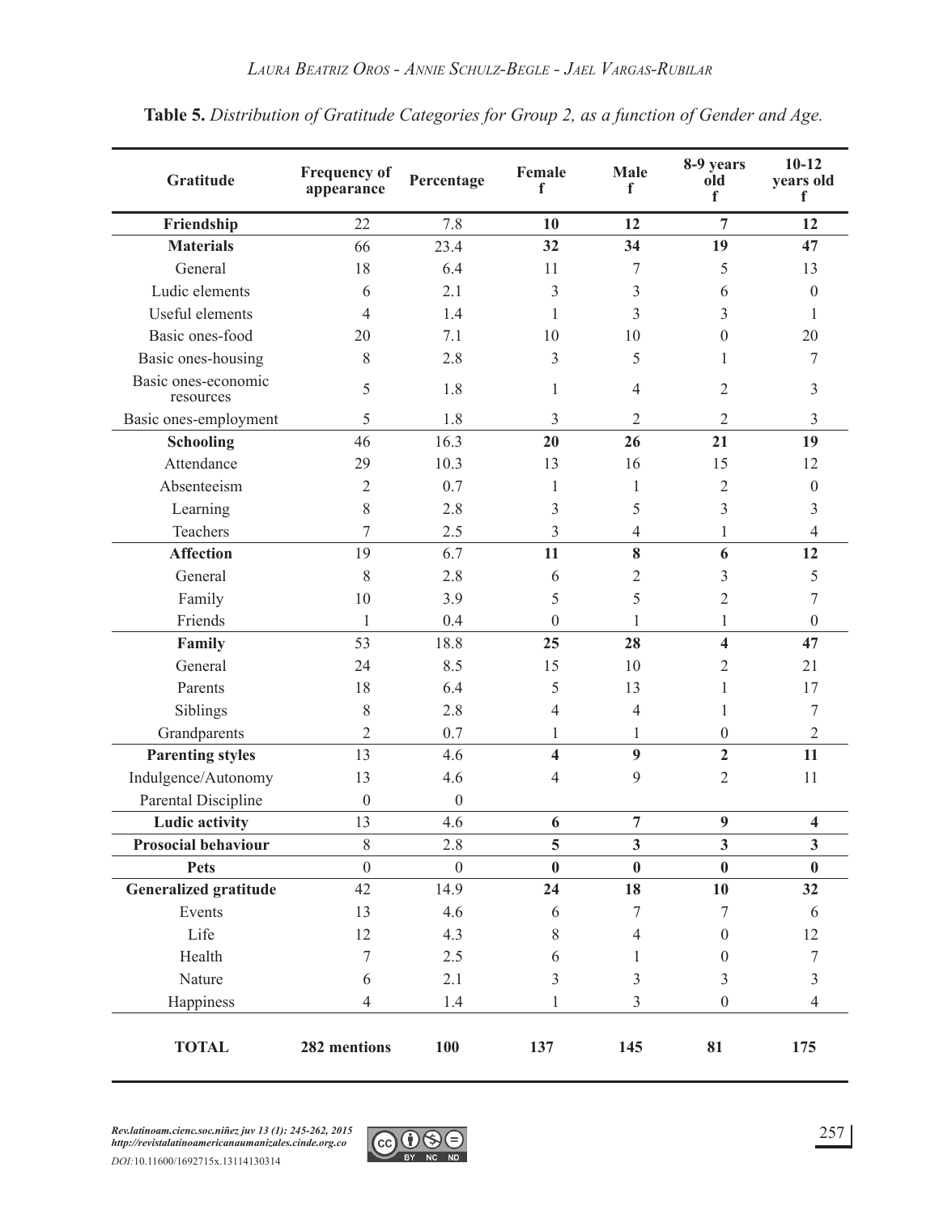**Table 5.** *Distribution of Gratitude Categories for Group 2, as a function of Gender and Age.*

| Gratitude | Frequency of appearance | Percentage | Female f | Male f | 8-9 years old f | 10-12 years old f |
|---|---|---|---|---|---|---|
| **Friendship** | 22 | 7.8 | **10** | **12** | **7** | **12** |
| **Materials** | 66 | 23.4 | **32** | **34** | **19** | **47** |
| General | 18 | 6.4 | 11 | 7 | 5 | 13 |
| Ludic elements | 6 | 2.1 | 3 | 3 | 6 | 0 |
| Useful elements | 4 | 1.4 | 1 | 3 | 3 | 1 |
| Basic ones-food | 20 | 7.1 | 10 | 10 | 0 | 20 |
| Basic ones-housing | 8 | 2.8 | 3 | 5 | 1 | 7 |
| Basic ones-economic resources | 5 | 1.8 | 1 | 4 | 2 | 3 |
| Basic ones-employment | 5 | 1.8 | 3 | 2 | 2 | 3 |
| **Schooling** | 46 | 16.3 | **20** | **26** | **21** | **19** |
| Attendance | 29 | 10.3 | 13 | 16 | 15 | 12 |
| Absenteeism | 2 | 0.7 | 1 | 1 | 2 | 0 |
| Learning | 8 | 2.8 | 3 | 5 | 3 | 3 |
| Teachers | 7 | 2.5 | 3 | 4 | 1 | 4 |
| **Affection** | 19 | 6.7 | **11** | **8** | **6** | **12** |
| General | 8 | 2.8 | 6 | 2 | 3 | 5 |
| Family | 10 | 3.9 | 5 | 5 | 2 | 7 |
| Friends | 1 | 0.4 | 0 | 1 | 1 | 0 |
| **Family** | 53 | 18.8 | **25** | **28** | **4** | **47** |
| General | 24 | 8.5 | 15 | 10 | 2 | 21 |
| Parents | 18 | 6.4 | 5 | 13 | 1 | 17 |
| Siblings | 8 | 2.8 | 4 | 4 | 1 | 7 |
| Grandparents | 2 | 0.7 | 1 | 1 | 0 | 2 |
| **Parenting styles** | 13 | 4.6 | **4** | **9** | **2** | **11** |
| Indulgence/Autonomy | 13 | 4.6 | 4 | 9 | 2 | 11 |
| Parental Discipline | 0 | 0 | | | | |
| **Ludic activity** | 13 | 4.6 | **6** | **7** | **9** | **4** |
| **Prosocial behaviour** | 8 | 2.8 | **5** | **3** | **3** | **3** |
| **Pets** | 0 | 0 | **0** | **0** | **0** | **0** |
| **Generalized gratitude** | 42 | 14.9 | **24** | **18** | **10** | **32** |
| Events | 13 | 4.6 | 6 | 7 | 7 | 6 |
| Life | 12 | 4.3 | 8 | 4 | 0 | 12 |
| Health | 7 | 2.5 | 6 | 1 | 0 | 7 |
| Nature | 6 | 2.1 | 3 | 3 | 3 | 3 |
| Happiness | 4 | 1.4 | 1 | 3 | 0 | 4 |
| **TOTAL** | **282 mentions** | **100** | **137** | **145** | **81** | **175** |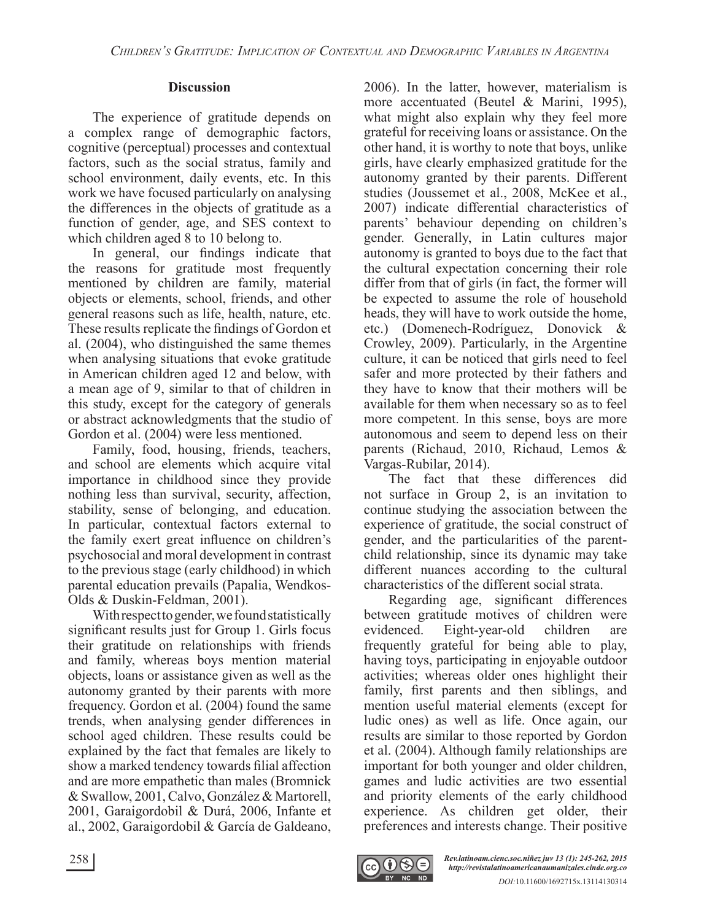## Discussion

The experience of gratitude depends on a complex range of demographic factors, cognitive (perceptual) processes and contextual factors, such as the social stratus, family and school environment, daily events, etc. In this work we have focused particularly on analysing the differences in the objects of gratitude as a function of gender, age, and SES context to which children aged 8 to 10 belong to.

In general, our findings indicate that the reasons for gratitude most frequently mentioned by children are family, material objects or elements, school, friends, and other general reasons such as life, health, nature, etc. These results replicate the findings of Gordon et al. (2004), who distinguished the same themes when analysing situations that evoke gratitude in American children aged 12 and below, with a mean age of 9, similar to that of children in this study, except for the category of generals or abstract acknowledgments that the studio of Gordon et al. (2004) were less mentioned.

Family, food, housing, friends, teachers, and school are elements which acquire vital importance in childhood since they provide nothing less than survival, security, affection, stability, sense of belonging, and education. In particular, contextual factors external to the family exert great influence on children's psychosocial and moral development in contrast to the previous stage (early childhood) in which parental education prevails (Papalia, Wendkos-Olds & Duskin-Feldman, 2001).

With respect to gender, we found statistically significant results just for Group 1. Girls focus their gratitude on relationships with friends and family, whereas boys mention material objects, loans or assistance given as well as the autonomy granted by their parents with more frequency. Gordon et al. (2004) found the same trends, when analysing gender differences in school aged children. These results could be explained by the fact that females are likely to show a marked tendency towards filial affection and are more empathetic than males (Bromnick & Swallow, 2001, Calvo, González & Martorell, 2001, Garaigordobil & Durá, 2006, Infante et al., 2002, Garaigordobil & García de Galdeano, 2006). In the latter, however, materialism is more accentuated (Beutel & Marini, 1995), what might also explain why they feel more grateful for receiving loans or assistance. On the other hand, it is worthy to note that boys, unlike girls, have clearly emphasized gratitude for the autonomy granted by their parents. Different studies (Joussemet et al., 2008, McKee et al., 2007) indicate differential characteristics of parents' behaviour depending on children's gender. Generally, in Latin cultures major autonomy is granted to boys due to the fact that the cultural expectation concerning their role differ from that of girls (in fact, the former will be expected to assume the role of household heads, they will have to work outside the home, etc.) (Domenech-Rodríguez, Donovick & Crowley, 2009). Particularly, in the Argentine culture, it can be noticed that girls need to feel safer and more protected by their fathers and they have to know that their mothers will be available for them when necessary so as to feel more competent. In this sense, boys are more autonomous and seem to depend less on their parents (Richaud, 2010, Richaud, Lemos & Vargas-Rubilar, 2014).

The fact that these differences did not surface in Group 2, is an invitation to continue studying the association between the experience of gratitude, the social construct of gender, and the particularities of the parent-child relationship, since its dynamic may take different nuances according to the cultural characteristics of the different social strata.

Regarding age, significant differences between gratitude motives of children were evidenced. Eight-year-old children are frequently grateful for being able to play, having toys, participating in enjoyable outdoor activities; whereas older ones highlight their family, first parents and then siblings, and mention useful material elements (except for ludic ones) as well as life. Once again, our results are similar to those reported by Gordon et al. (2004). Although family relationships are important for both younger and older children, games and ludic activities are two essential and priority elements of the early childhood experience. As children get older, their preferences and interests change. Their positive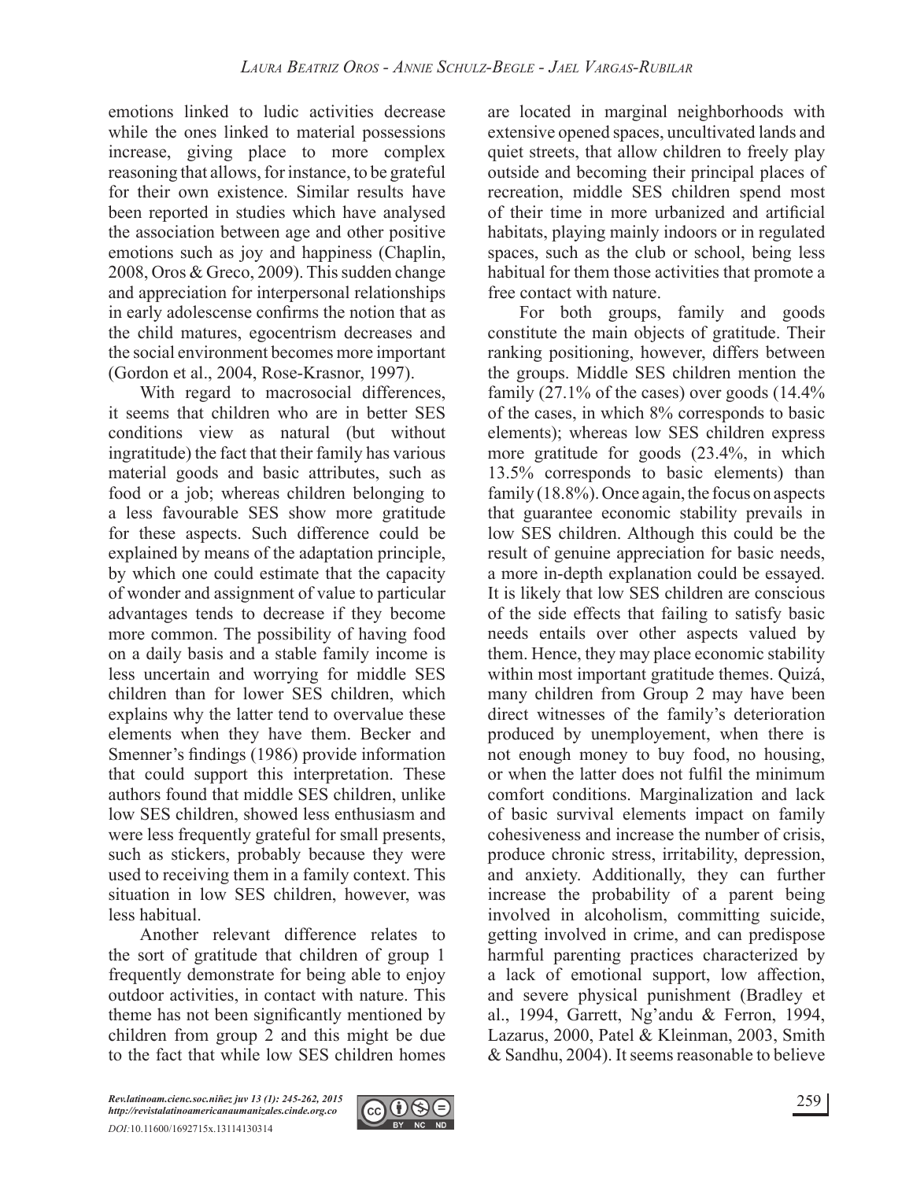emotions linked to ludic activities decrease while the ones linked to material possessions increase, giving place to more complex reasoning that allows, for instance, to be grateful for their own existence. Similar results have been reported in studies which have analysed the association between age and other positive emotions such as joy and happiness (Chaplin, 2008, Oros & Greco, 2009). This sudden change and appreciation for interpersonal relationships in early adolescense confirms the notion that as the child matures, egocentrism decreases and the social environment becomes more important (Gordon et al., 2004, Rose-Krasnor, 1997).

With regard to macrosocial differences, it seems that children who are in better SES conditions view as natural (but without ingratitude) the fact that their family has various material goods and basic attributes, such as food or a job; whereas children belonging to a less favourable SES show more gratitude for these aspects. Such difference could be explained by means of the adaptation principle, by which one could estimate that the capacity of wonder and assignment of value to particular advantages tends to decrease if they become more common. The possibility of having food on a daily basis and a stable family income is less uncertain and worrying for middle SES children than for lower SES children, which explains why the latter tend to overvalue these elements when they have them. Becker and Smenner's findings (1986) provide information that could support this interpretation. These authors found that middle SES children, unlike low SES children, showed less enthusiasm and were less frequently grateful for small presents, such as stickers, probably because they were used to receiving them in a family context. This situation in low SES children, however, was less habitual.

Another relevant difference relates to the sort of gratitude that children of group 1 frequently demonstrate for being able to enjoy outdoor activities, in contact with nature. This theme has not been significantly mentioned by children from group 2 and this might be due to the fact that while low SES children homes are located in marginal neighborhoods with extensive opened spaces, uncultivated lands and quiet streets, that allow children to freely play outside and becoming their principal places of recreation, middle SES children spend most of their time in more urbanized and artificial habitats, playing mainly indoors or in regulated spaces, such as the club or school, being less habitual for them those activities that promote a free contact with nature.

For both groups, family and goods constitute the main objects of gratitude. Their ranking positioning, however, differs between the groups. Middle SES children mention the family (27.1% of the cases) over goods (14.4% of the cases, in which 8% corresponds to basic elements); whereas low SES children express more gratitude for goods (23.4%, in which 13.5% corresponds to basic elements) than family (18.8%). Once again, the focus on aspects that guarantee economic stability prevails in low SES children. Although this could be the result of genuine appreciation for basic needs, a more in-depth explanation could be essayed. It is likely that low SES children are conscious of the side effects that failing to satisfy basic needs entails over other aspects valued by them. Hence, they may place economic stability within most important gratitude themes. Quizá, many children from Group 2 may have been direct witnesses of the family's deterioration produced by unemployement, when there is not enough money to buy food, no housing, or when the latter does not fulfil the minimum comfort conditions. Marginalization and lack of basic survival elements impact on family cohesiveness and increase the number of crisis, produce chronic stress, irritability, depression, and anxiety. Additionally, they can further increase the probability of a parent being involved in alcoholism, committing suicide, getting involved in crime, and can predispose harmful parenting practices characterized by a lack of emotional support, low affection, and severe physical punishment (Bradley et al., 1994, Garrett, Ng'andu & Ferron, 1994, Lazarus, 2000, Patel & Kleinman, 2003, Smith & Sandhu, 2004). It seems reasonable to believe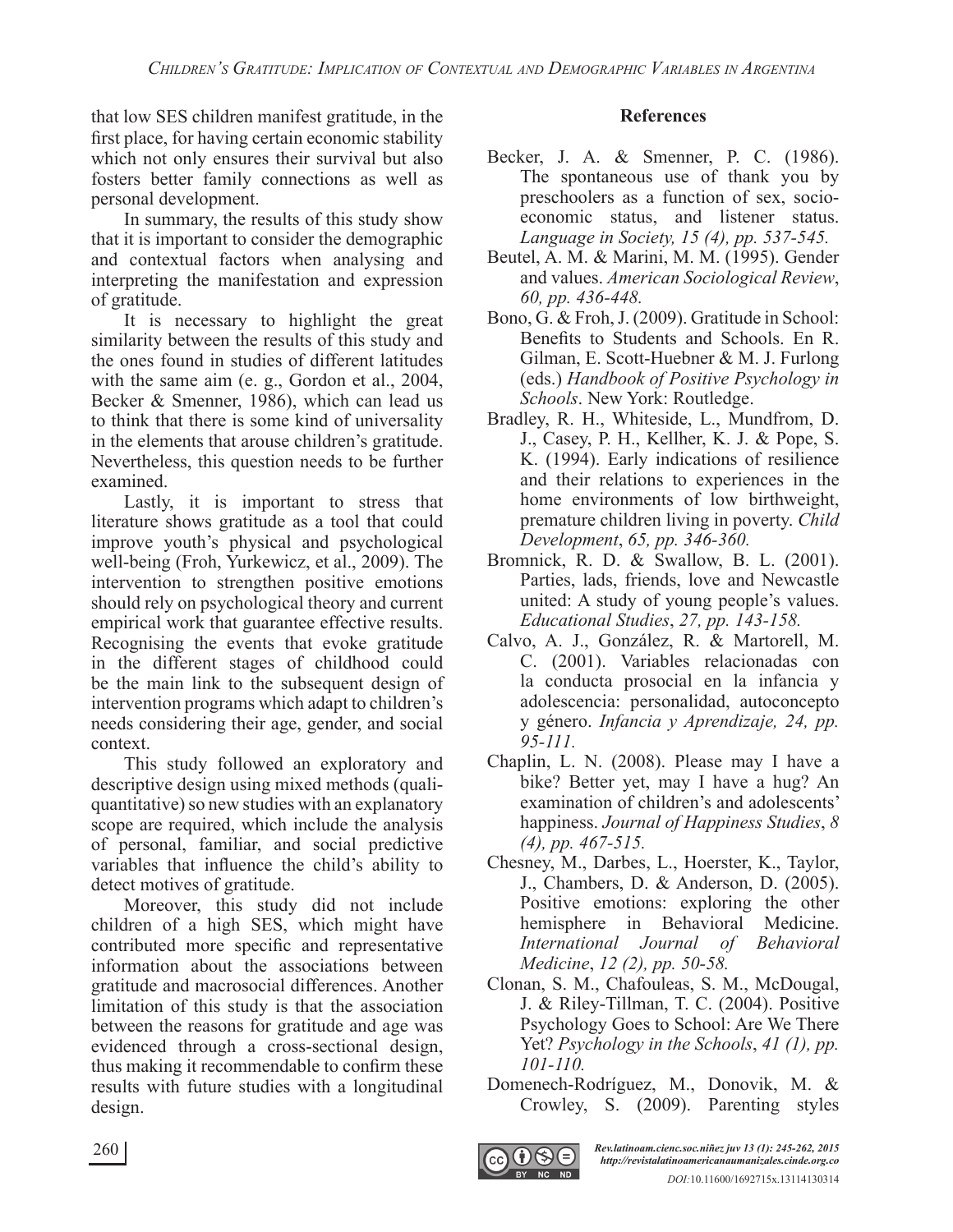that low SES children manifest gratitude, in the first place, for having certain economic stability which not only ensures their survival but also fosters better family connections as well as personal development.

In summary, the results of this study show that it is important to consider the demographic and contextual factors when analysing and interpreting the manifestation and expression of gratitude.

It is necessary to highlight the great similarity between the results of this study and the ones found in studies of different latitudes with the same aim (e. g., Gordon et al., 2004, Becker & Smenner, 1986), which can lead us to think that there is some kind of universality in the elements that arouse children's gratitude. Nevertheless, this question needs to be further examined.

Lastly, it is important to stress that literature shows gratitude as a tool that could improve youth's physical and psychological well-being (Froh, Yurkewicz, et al., 2009). The intervention to strengthen positive emotions should rely on psychological theory and current empirical work that guarantee effective results. Recognising the events that evoke gratitude in the different stages of childhood could be the main link to the subsequent design of intervention programs which adapt to children's needs considering their age, gender, and social context.

This study followed an exploratory and descriptive design using mixed methods (quali-quantitative) so new studies with an explanatory scope are required, which include the analysis of personal, familiar, and social predictive variables that influence the child's ability to detect motives of gratitude.

Moreover, this study did not include children of a high SES, which might have contributed more specific and representative information about the associations between gratitude and macrosocial differences. Another limitation of this study is that the association between the reasons for gratitude and age was evidenced through a cross-sectional design, thus making it recommendable to confirm these results with future studies with a longitudinal design.

## References

Becker, J. A. & Smenner, P. C. (1986). The spontaneous use of thank you by preschoolers as a function of sex, socio-economic status, and listener status. *Language in Society, 15 (4), pp. 537-545.*

Beutel, A. M. & Marini, M. M. (1995). Gender and values. *American Sociological Review*, *60, pp. 436-448.*

Bono, G. & Froh, J. (2009). Gratitude in School: Benefits to Students and Schools. En R. Gilman, E. Scott-Huebner & M. J. Furlong (eds.) *Handbook of Positive Psychology in Schools*. New York: Routledge.

Bradley, R. H., Whiteside, L., Mundfrom, D. J., Casey, P. H., Kellher, K. J. & Pope, S. K. (1994). Early indications of resilience and their relations to experiences in the home environments of low birthweight, premature children living in poverty. *Child Development*, *65, pp. 346-360.*

Bromnick, R. D. & Swallow, B. L. (2001). Parties, lads, friends, love and Newcastle united: A study of young people's values. *Educational Studies*, *27, pp. 143-158.*

Calvo, A. J., González, R. & Martorell, M. C. (2001). Variables relacionadas con la conducta prosocial en la infancia y adolescencia: personalidad, autoconcepto y género. *Infancia y Aprendizaje, 24, pp. 95-111.*

Chaplin, L. N. (2008). Please may I have a bike? Better yet, may I have a hug? An examination of children's and adolescents' happiness. *Journal of Happiness Studies*, *8 (4), pp. 467-515.*

Chesney, M., Darbes, L., Hoerster, K., Taylor, J., Chambers, D. & Anderson, D. (2005). Positive emotions: exploring the other hemisphere in Behavioral Medicine. *International Journal of Behavioral Medicine*, *12 (2), pp. 50-58.*

Clonan, S. M., Chafouleas, S. M., McDougal, J. & Riley-Tillman, T. C. (2004). Positive Psychology Goes to School: Are We There Yet? *Psychology in the Schools*, *41 (1), pp. 101-110.*

Domenech-Rodríguez, M., Donovik, M. & Crowley, S. (2009). Parenting styles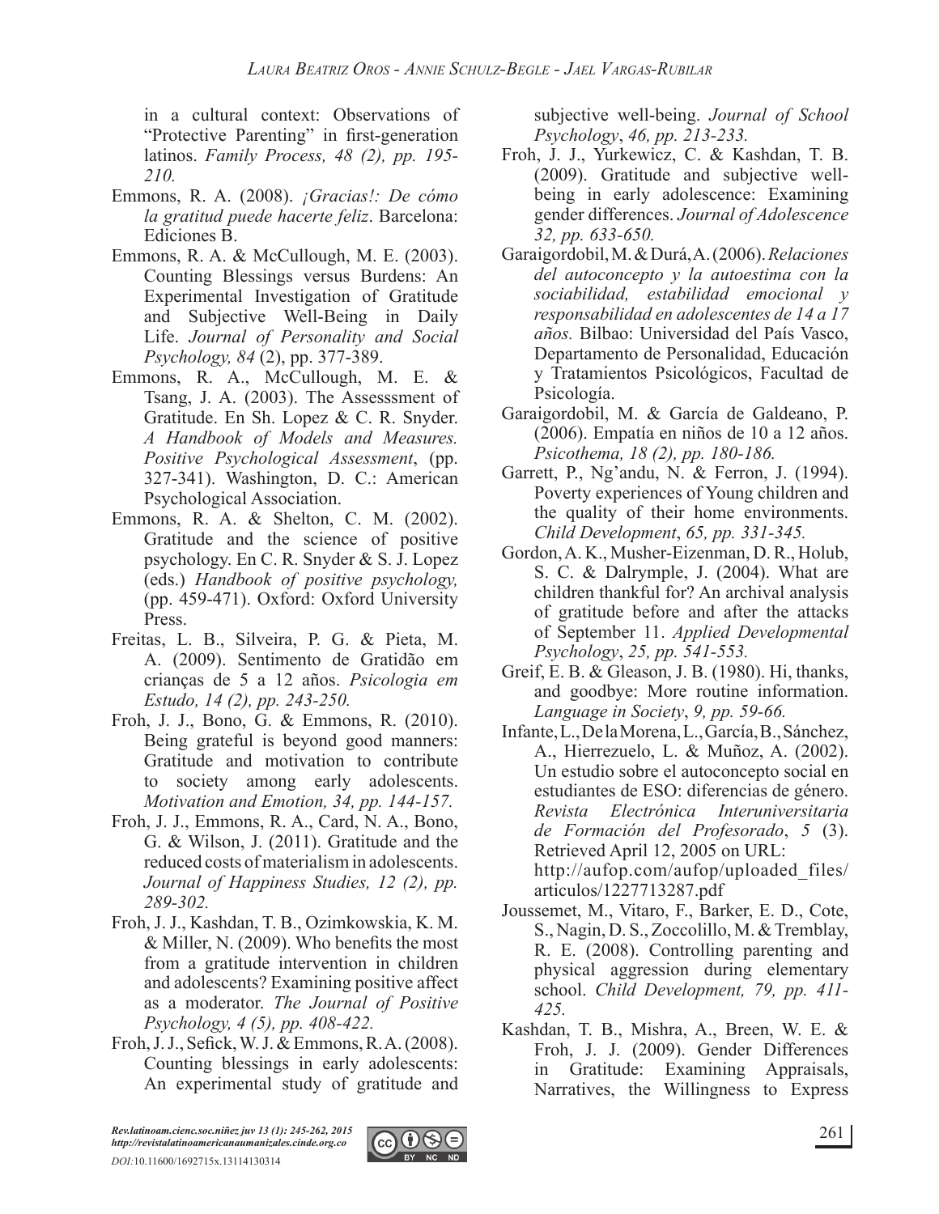in a cultural context: Observations of "Protective Parenting" in first-generation latinos. *Family Process, 48 (2), pp. 195-210.*

Emmons, R. A. (2008). *¡Gracias!: De cómo la gratitud puede hacerte feliz*. Barcelona: Ediciones B.

Emmons, R. A. & McCullough, M. E. (2003). Counting Blessings versus Burdens: An Experimental Investigation of Gratitude and Subjective Well-Being in Daily Life. *Journal of Personality and Social Psychology, 84* (2), pp. 377-389.

Emmons, R. A., McCullough, M. E. & Tsang, J. A. (2003). The Assesssment of Gratitude. En Sh. Lopez & C. R. Snyder. *A Handbook of Models and Measures. Positive Psychological Assessment*, (pp. 327-341). Washington, D. C.: American Psychological Association.

Emmons, R. A. & Shelton, C. M. (2002). Gratitude and the science of positive psychology. En C. R. Snyder & S. J. Lopez (eds.) *Handbook of positive psychology,* (pp. 459-471). Oxford: Oxford University Press.

Freitas, L. B., Silveira, P. G. & Pieta, M. A. (2009). Sentimento de Gratidão em crianças de 5 a 12 años. *Psicologia em Estudo, 14 (2), pp. 243-250.*

Froh, J. J., Bono, G. & Emmons, R. (2010). Being grateful is beyond good manners: Gratitude and motivation to contribute to society among early adolescents. *Motivation and Emotion, 34, pp. 144-157.*

Froh, J. J., Emmons, R. A., Card, N. A., Bono, G. & Wilson, J. (2011). Gratitude and the reduced costs of materialism in adolescents. *Journal of Happiness Studies, 12 (2), pp. 289-302.*

Froh, J. J., Kashdan, T. B., Ozimkowskia, K. M. & Miller, N. (2009). Who benefits the most from a gratitude intervention in children and adolescents? Examining positive affect as a moderator. *The Journal of Positive Psychology, 4 (5), pp. 408-422.*

Froh, J. J., Sefick, W. J. & Emmons, R. A. (2008). Counting blessings in early adolescents: An experimental study of gratitude and subjective well-being. *Journal of School Psychology*, *46, pp. 213-233.*

Froh, J. J., Yurkewicz, C. & Kashdan, T. B. (2009). Gratitude and subjective well-being in early adolescence: Examining gender differences. *Journal of Adolescence 32, pp. 633-650.*

Garaigordobil, M. & Durá, A. (2006). *Relaciones del autoconcepto y la autoestima con la sociabilidad, estabilidad emocional y responsabilidad en adolescentes de 14 a 17 años.* Bilbao: Universidad del País Vasco, Departamento de Personalidad, Educación y Tratamientos Psicológicos, Facultad de Psicología.

Garaigordobil, M. & García de Galdeano, P. (2006). Empatía en niños de 10 a 12 años. *Psicothema, 18 (2), pp. 180-186.*

Garrett, P., Ng'andu, N. & Ferron, J. (1994). Poverty experiences of Young children and the quality of their home environments. *Child Development*, *65, pp. 331-345.*

Gordon, A. K., Musher-Eizenman, D. R., Holub, S. C. & Dalrymple, J. (2004). What are children thankful for? An archival analysis of gratitude before and after the attacks of September 11. *Applied Developmental Psychology*, *25, pp. 541-553.*

Greif, E. B. & Gleason, J. B. (1980). Hi, thanks, and goodbye: More routine information. *Language in Society*, *9, pp. 59-66.*

Infante, L., De la Morena, L., García, B., Sánchez, A., Hierrezuelo, L. & Muñoz, A. (2002). Un estudio sobre el autoconcepto social en estudiantes de ESO: diferencias de género. *Revista Electrónica Interuniversitaria de Formación del Profesorado*, *5* (3). Retrieved April 12, 2005 on URL: http://aufop.com/aufop/uploaded_files/articulos/1227713287.pdf

Joussemet, M., Vitaro, F., Barker, E. D., Cote, S., Nagin, D. S., Zoccolillo, M. & Tremblay, R. E. (2008). Controlling parenting and physical aggression during elementary school. *Child Development, 79, pp. 411-425.*

Kashdan, T. B., Mishra, A., Breen, W. E. & Froh, J. J. (2009). Gender Differences in Gratitude: Examining Appraisals, Narratives, the Willingness to Express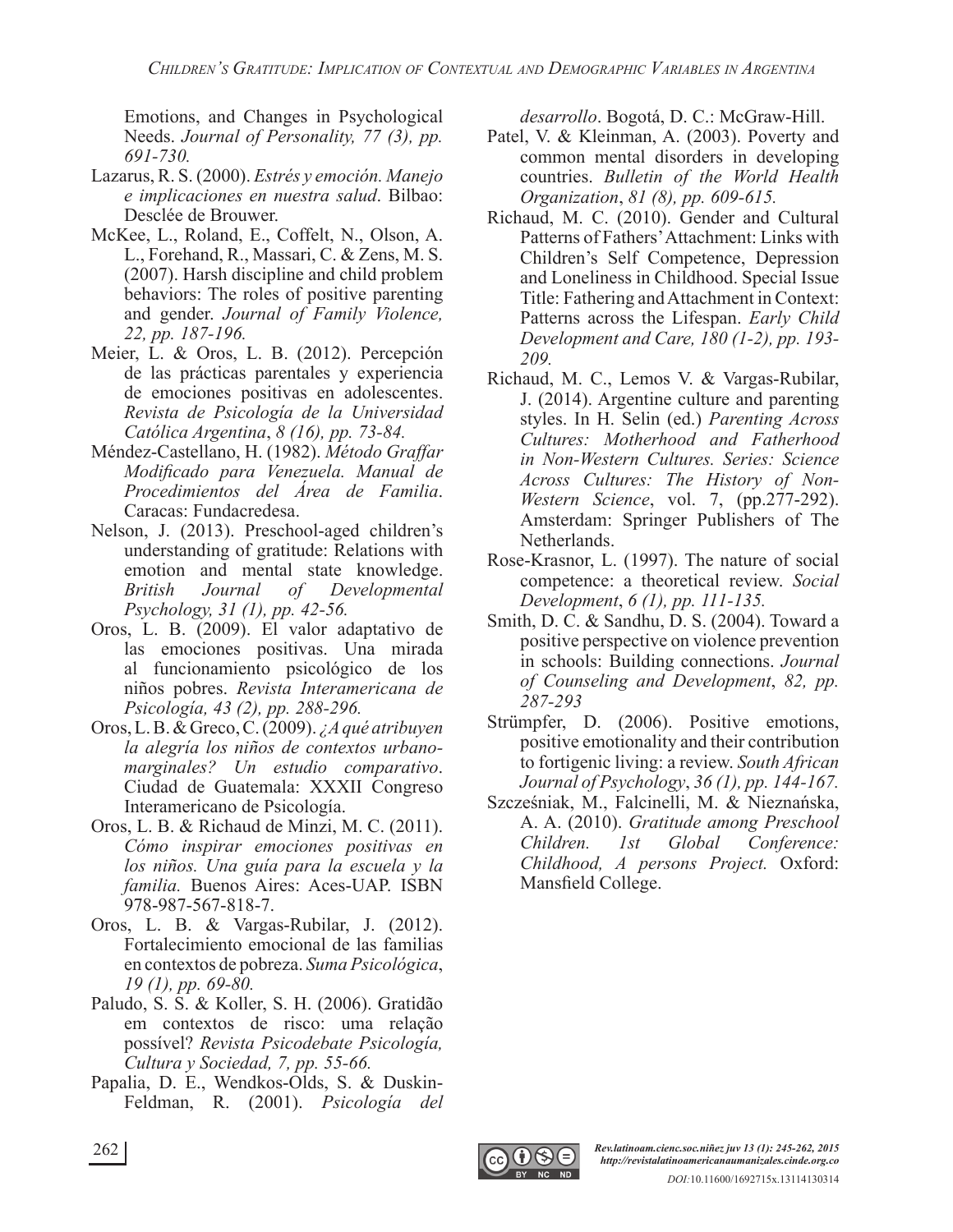Emotions, and Changes in Psychological Needs. *Journal of Personality, 77 (3), pp. 691-730.*

Lazarus, R. S. (2000). *Estrés y emoción. Manejo e implicaciones en nuestra salud*. Bilbao: Desclée de Brouwer.

McKee, L., Roland, E., Coffelt, N., Olson, A. L., Forehand, R., Massari, C. & Zens, M. S. (2007). Harsh discipline and child problem behaviors: The roles of positive parenting and gender. *Journal of Family Violence, 22, pp. 187-196.*

Meier, L. & Oros, L. B. (2012). Percepción de las prácticas parentales y experiencia de emociones positivas en adolescentes. *Revista de Psicología de la Universidad Católica Argentina*, *8 (16), pp. 73-84.*

Méndez-Castellano, H. (1982). *Método Graffar Modificado para Venezuela. Manual de Procedimientos del Área de Familia*. Caracas: Fundacredesa.

Nelson, J. (2013). Preschool-aged children's understanding of gratitude: Relations with emotion and mental state knowledge. *British Journal of Developmental Psychology, 31 (1), pp. 42-56.*

Oros, L. B. (2009). El valor adaptativo de las emociones positivas. Una mirada al funcionamiento psicológico de los niños pobres. *Revista Interamericana de Psicología, 43 (2), pp. 288-296.*

Oros, L. B. & Greco, C. (2009). *¿A qué atribuyen la alegría los niños de contextos urbano-marginales? Un estudio comparativo*. Ciudad de Guatemala: XXXII Congreso Interamericano de Psicología.

Oros, L. B. & Richaud de Minzi, M. C. (2011). *Cómo inspirar emociones positivas en los niños. Una guía para la escuela y la familia.* Buenos Aires: Aces-UAP. ISBN 978-987-567-818-7.

Oros, L. B. & Vargas-Rubilar, J. (2012). Fortalecimiento emocional de las familias en contextos de pobreza. *Suma Psicológica*, *19 (1), pp. 69-80.*

Paludo, S. S. & Koller, S. H. (2006). Gratidão em contextos de risco: uma relação possível? *Revista Psicodebate Psicología, Cultura y Sociedad, 7, pp. 55-66.*

Papalia, D. E., Wendkos-Olds, S. & Duskin-Feldman, R. (2001). *Psicología del desarrollo*. Bogotá, D. C.: McGraw-Hill.

Patel, V. & Kleinman, A. (2003). Poverty and common mental disorders in developing countries. *Bulletin of the World Health Organization*, *81 (8), pp. 609-615.*

Richaud, M. C. (2010). Gender and Cultural Patterns of Fathers' Attachment: Links with Children's Self Competence, Depression and Loneliness in Childhood. Special Issue Title: Fathering and Attachment in Context: Patterns across the Lifespan. *Early Child Development and Care, 180 (1-2), pp. 193-209.*

Richaud, M. C., Lemos V. & Vargas-Rubilar, J. (2014). Argentine culture and parenting styles. In H. Selin (ed.) *Parenting Across Cultures: Motherhood and Fatherhood in Non-Western Cultures. Series: Science Across Cultures: The History of Non-Western Science*, vol. 7, (pp.277-292). Amsterdam: Springer Publishers of The Netherlands.

Rose-Krasnor, L. (1997). The nature of social competence: a theoretical review. *Social Development*, *6 (1), pp. 111-135.*

Smith, D. C. & Sandhu, D. S. (2004). Toward a positive perspective on violence prevention in schools: Building connections. *Journal of Counseling and Development*, *82, pp. 287-293*

Strümpfer, D. (2006). Positive emotions, positive emotionality and their contribution to fortigenic living: a review. *South African Journal of Psychology*, *36 (1), pp. 144-167.*

Szcześniak, M., Falcinelli, M. & Nieznańska, A. A. (2010). *Gratitude among Preschool Children. 1st Global Conference: Childhood, A persons Project.* Oxford: Mansfield College.